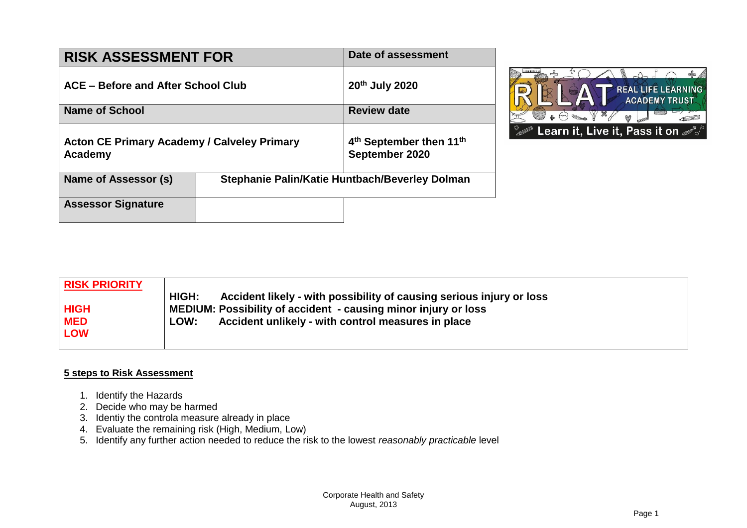| RISK ASSESSMENT FOR | | Date of assessment |
|---|---|---|
| **ACE – Before and After School Club** | | **20th July 2020** |
| **Name of School** | | **Review date** |
| **Acton CE Primary Academy / Calveley Primary Academy** | | **4th September then 11th September 2020** |
| **Name of Assessor (s)** | **Stephanie Palin/Katie Huntbach/Beverley Dolman** | |
| **Assessor Signature** | | |

| RISK PRIORITY | |
|---|---|
| **HIGH** | **HIGH: Accident likely - with possibility of causing serious injury or loss** |
| **MED** | **MEDIUM: Possibility of accident - causing minor injury or loss** |
| **LOW** | **LOW: Accident unlikely - with control measures in place** |

**5 steps to Risk Assessment**

1. Identify the Hazards
2. Decide who may be harmed
3. Identiy the controla measure already in place
4. Evaluate the remaining risk (High, Medium, Low)
5. Identify any further action needed to reduce the risk to the lowest *reasonably practicable* level

Corporate Health and Safety
August, 2013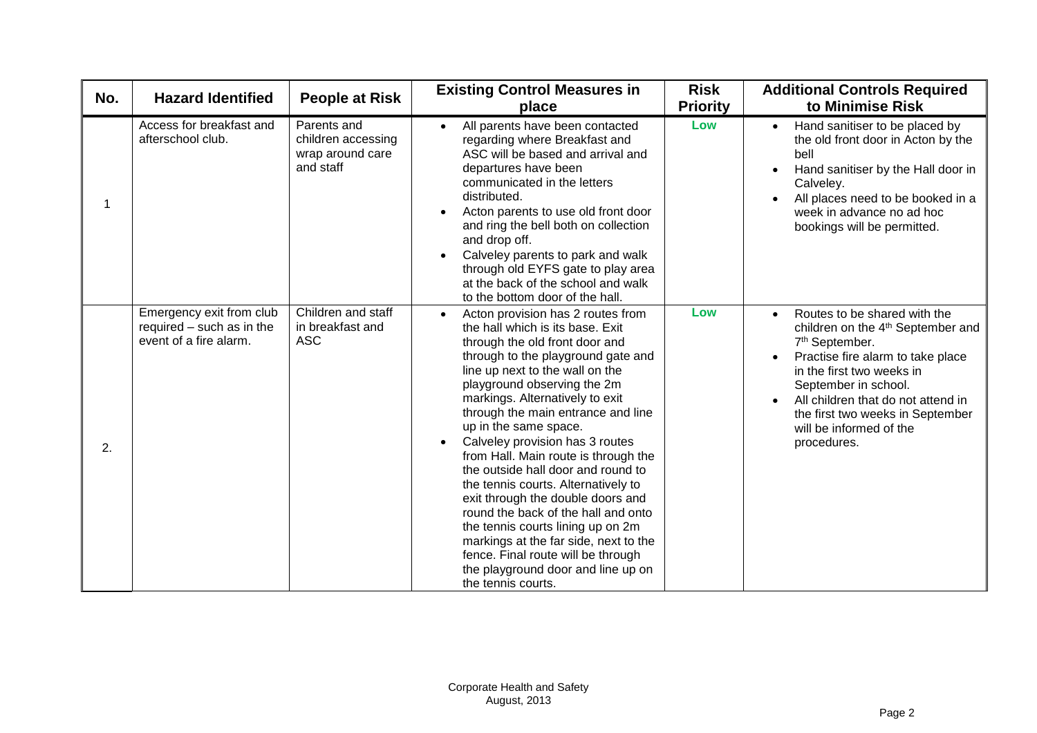| No. | Hazard Identified | People at Risk | Existing Control Measures in place | Risk Priority | Additional Controls Required to Minimise Risk |
|---|---|---|---|---|---|
| 1 | Access for breakfast and afterschool club. | Parents and children accessing wrap around care and staff | • All parents have been contacted regarding where Breakfast and ASC will be based and arrival and departures have been communicated in the letters distributed.<br>• Acton parents to use old front door and ring the bell both on collection and drop off.<br>• Calveley parents to park and walk through old EYFS gate to play area at the back of the school and walk to the bottom door of the hall. | Low | • Hand sanitiser to be placed by the old front door in Acton by the bell<br>• Hand sanitiser by the Hall door in Calveley.<br>• All places need to be booked in a week in advance no ad hoc bookings will be permitted. |
| 2. | Emergency exit from club required – such as in the event of a fire alarm. | Children and staff in breakfast and ASC | • Acton provision has 2 routes from the hall which is its base. Exit through the old front door and through to the playground gate and line up next to the wall on the playground observing the 2m markings. Alternatively to exit through the main entrance and line up in the same space.<br>• Calveley provision has 3 routes from Hall. Main route is through the the outside hall door and round to the tennis courts. Alternatively to exit through the double doors and round the back of the hall and onto the tennis courts lining up on 2m markings at the far side, next to the fence. Final route will be through the playground door and line up on the tennis courts. | Low | • Routes to be shared with the children on the 4th September and 7th September.<br>• Practise fire alarm to take place in the first two weeks in September in school.<br>• All children that do not attend in the first two weeks in September will be informed of the procedures. |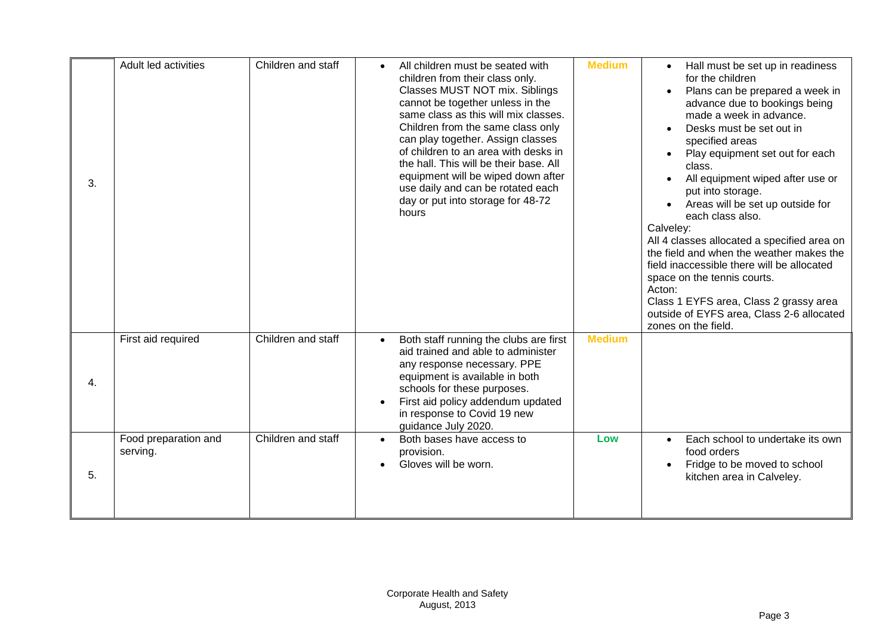| | | | | | |
|---|---|---|---|---|---|
| 3. | Adult led activities | Children and staff | • All children must be seated with children from their class only. Classes MUST NOT mix. Siblings cannot be together unless in the same class as this will mix classes. Children from the same class only can play together. Assign classes of children to an area with desks in the hall. This will be their base. All equipment will be wiped down after use daily and can be rotated each day or put into storage for 48-72 hours | **Medium** | • Hall must be set up in readiness for the children<br>• Plans can be prepared a week in advance due to bookings being made a week in advance.<br>• Desks must be set out in specified areas<br>• Play equipment set out for each class.<br>• All equipment wiped after use or put into storage.<br>• Areas will be set up outside for each class also.<br>Calveley:<br>All 4 classes allocated a specified area on the field and when the weather makes the field inaccessible there will be allocated space on the tennis courts.<br>Acton:<br>Class 1 EYFS area, Class 2 grassy area outside of EYFS area, Class 2-6 allocated zones on the field. |
| 4. | First aid required | Children and staff | • Both staff running the clubs are first aid trained and able to administer any response necessary. PPE equipment is available in both schools for these purposes.<br>• First aid policy addendum updated in response to Covid 19 new guidance July 2020. | **Medium** | |
| 5. | Food preparation and serving. | Children and staff | • Both bases have access to provision.<br>• Gloves will be worn. | **Low** | • Each school to undertake its own food orders<br>• Fridge to be moved to school kitchen area in Calveley. |

Corporate Health and Safety
August, 2013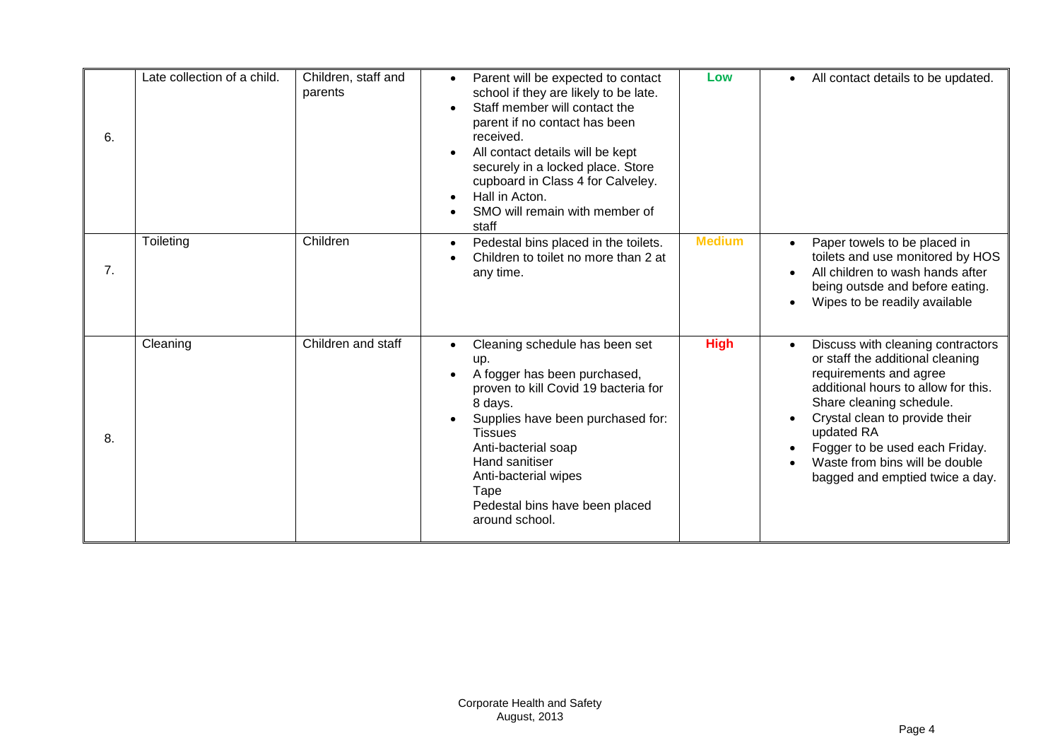| 6. | Late collection of a child. | Children, staff and parents | • Parent will be expected to contact school if they are likely to be late.<br>• Staff member will contact the parent if no contact has been received.<br>• All contact details will be kept securely in a locked place. Store cupboard in Class 4 for Calveley.<br>• Hall in Acton.<br>• SMO will remain with member of staff | Low | • All contact details to be updated. |
|---|---|---|---|---|---|
| 7. | Toileting | Children | • Pedestal bins placed in the toilets.<br>• Children to toilet no more than 2 at any time. | Medium | • Paper towels to be placed in toilets and use monitored by HOS<br>• All children to wash hands after being outsde and before eating.<br>• Wipes to be readily available |
| 8. | Cleaning | Children and staff | • Cleaning schedule has been set up.<br>• A fogger has been purchased, proven to kill Covid 19 bacteria for 8 days.<br>• Supplies have been purchased for:<br>Tissues<br>Anti-bacterial soap<br>Hand sanitiser<br>Anti-bacterial wipes<br>Tape<br>Pedestal bins have been placed around school. | High | • Discuss with cleaning contractors or staff the additional cleaning requirements and agree additional hours to allow for this. Share cleaning schedule.<br>• Crystal clean to provide their updated RA<br>• Fogger to be used each Friday.<br>• Waste from bins will be double bagged and emptied twice a day. |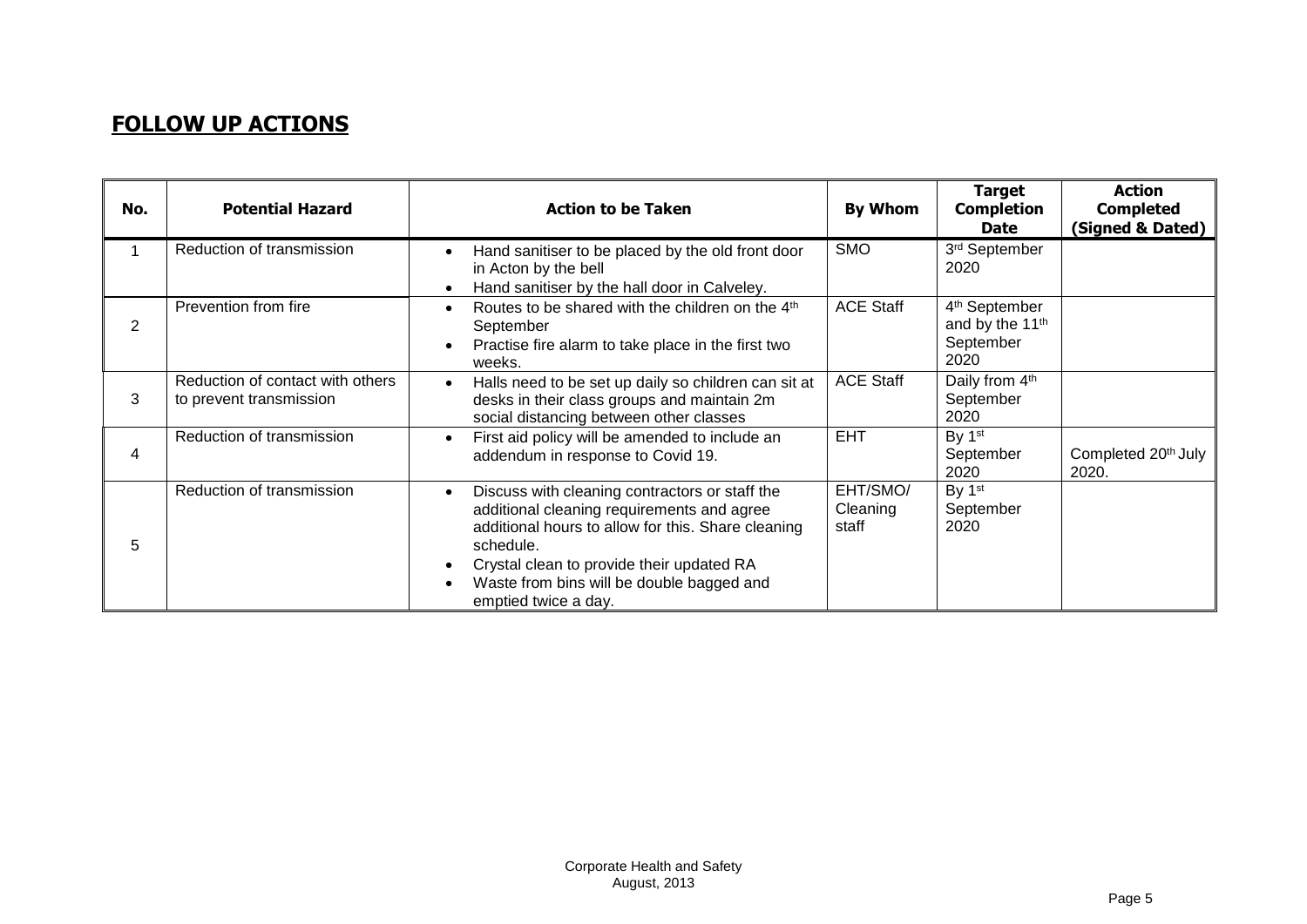## FOLLOW UP ACTIONS

| No. | Potential Hazard | Action to be Taken | By Whom | Target Completion Date | Action Completed (Signed & Dated) |
|---|---|---|---|---|---|
| 1 | Reduction of transmission | • Hand sanitiser to be placed by the old front door in Acton by the bell<br>• Hand sanitiser by the hall door in Calveley. | SMO | 3rd September 2020 | |
| 2 | Prevention from fire | • Routes to be shared with the children on the 4th September<br>• Practise fire alarm to take place in the first two weeks. | ACE Staff | 4th September and by the 11th September 2020 | |
| 3 | Reduction of contact with others to prevent transmission | • Halls need to be set up daily so children can sit at desks in their class groups and maintain 2m social distancing between other classes | ACE Staff | Daily from 4th September 2020 | |
| 4 | Reduction of transmission | • First aid policy will be amended to include an addendum in response to Covid 19. | EHT | By 1st September 2020 | Completed 20th July 2020. |
| 5 | Reduction of transmission | • Discuss with cleaning contractors or staff the additional cleaning requirements and agree additional hours to allow for this. Share cleaning schedule.<br>• Crystal clean to provide their updated RA<br>• Waste from bins will be double bagged and emptied twice a day. | EHT/SMO/ Cleaning staff | By 1st September 2020 | |

Corporate Health and Safety
August, 2013